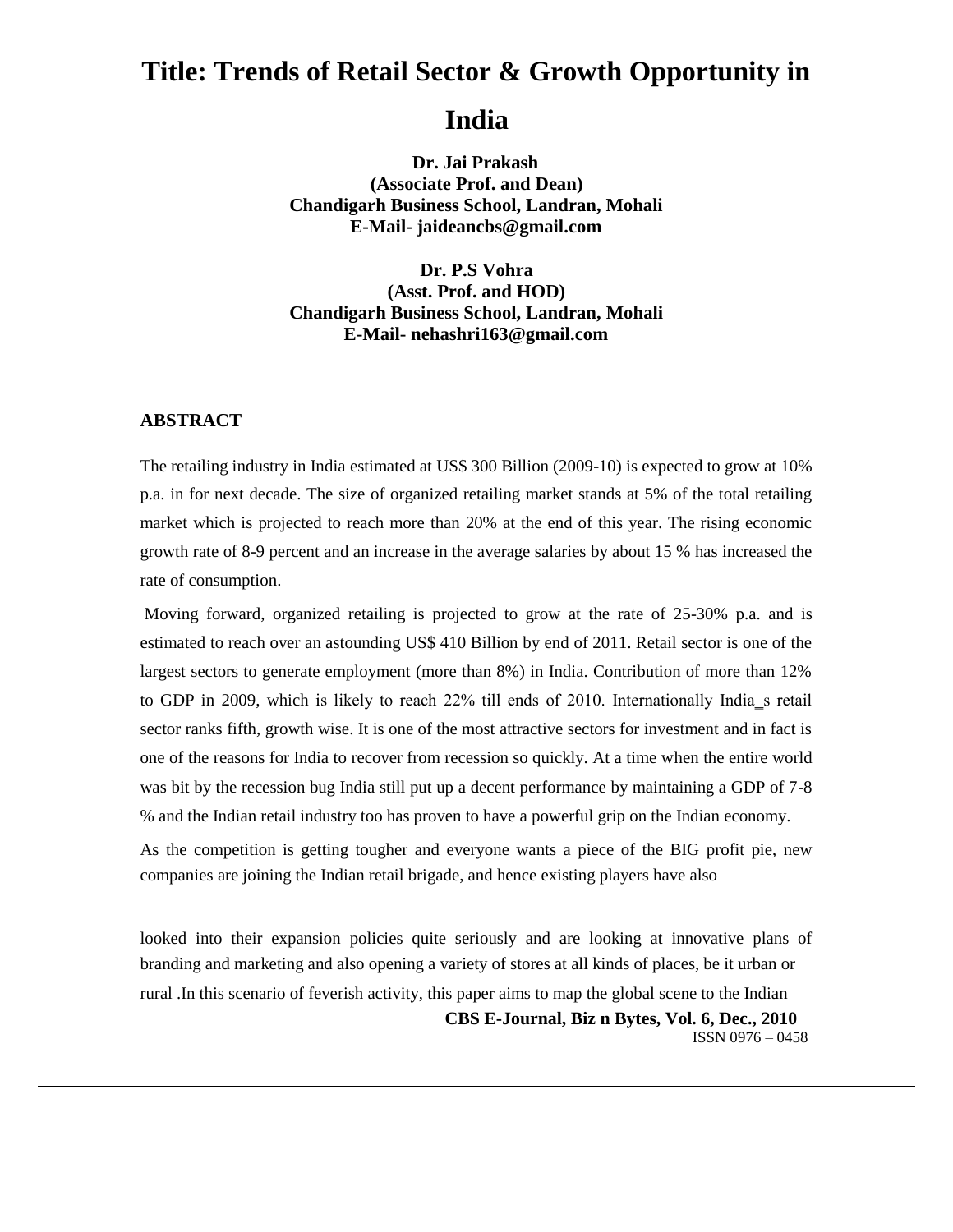# Title: Trends of Retail Sector & Growth Opportunity in India

**Dr. Jai Prakash**
**(Associate Prof. and Dean)**
**Chandigarh Business School, Landran, Mohali**
**E-Mail- jaideancbs@gmail.com**

**Dr. P.S Vohra**
**(Asst. Prof. and HOD)**
**Chandigarh Business School, Landran, Mohali**
**E-Mail- nehashri163@gmail.com**

## ABSTRACT

The retailing industry in India estimated at US$ 300 Billion (2009-10) is expected to grow at 10% p.a. in for next decade. The size of organized retailing market stands at 5% of the total retailing market which is projected to reach more than 20% at the end of this year. The rising economic growth rate of 8-9 percent and an increase in the average salaries by about 15 % has increased the rate of consumption.

Moving forward, organized retailing is projected to grow at the rate of 25-30% p.a. and is estimated to reach over an astounding US$ 410 Billion by end of 2011. Retail sector is one of the largest sectors to generate employment (more than 8%) in India. Contribution of more than 12% to GDP in 2009, which is likely to reach 22% till ends of 2010. Internationally India_s retail sector ranks fifth, growth wise. It is one of the most attractive sectors for investment and in fact is one of the reasons for India to recover from recession so quickly. At a time when the entire world was bit by the recession bug India still put up a decent performance by maintaining a GDP of 7-8 % and the Indian retail industry too has proven to have a powerful grip on the Indian economy.

As the competition is getting tougher and everyone wants a piece of the BIG profit pie, new companies are joining the Indian retail brigade, and hence existing players have also looked into their expansion policies quite seriously and are looking at innovative plans of branding and marketing and also opening a variety of stores at all kinds of places, be it urban or rural .In this scenario of feverish activity, this paper aims to map the global scene to the Indian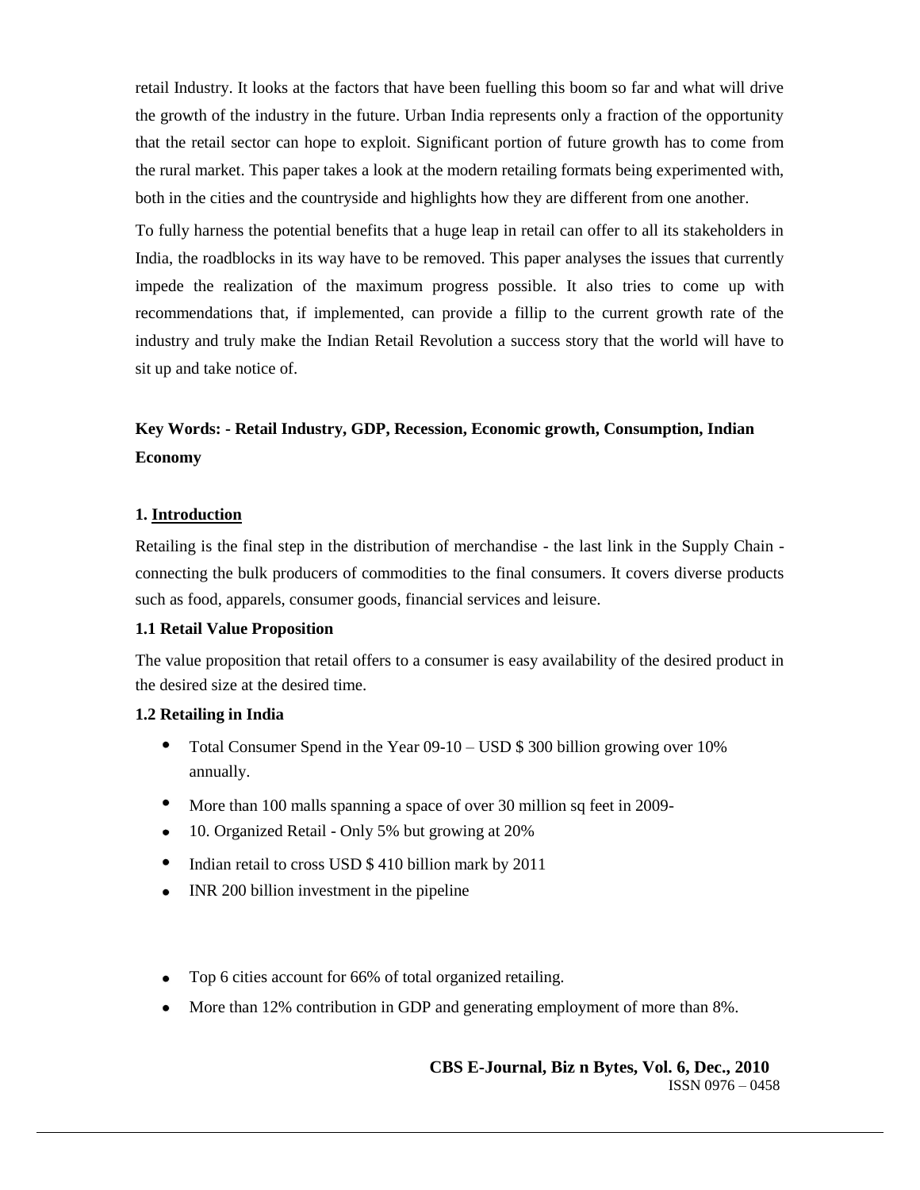retail Industry. It looks at the factors that have been fuelling this boom so far and what will drive the growth of the industry in the future. Urban India represents only a fraction of the opportunity that the retail sector can hope to exploit. Significant portion of future growth has to come from the rural market. This paper takes a look at the modern retailing formats being experimented with, both in the cities and the countryside and highlights how they are different from one another.

To fully harness the potential benefits that a huge leap in retail can offer to all its stakeholders in India, the roadblocks in its way have to be removed. This paper analyses the issues that currently impede the realization of the maximum progress possible. It also tries to come up with recommendations that, if implemented, can provide a fillip to the current growth rate of the industry and truly make the Indian Retail Revolution a success story that the world will have to sit up and take notice of.

**Key Words: - Retail Industry, GDP, Recession, Economic growth, Consumption, Indian Economy**

## 1. Introduction

Retailing is the final step in the distribution of merchandise - the last link in the Supply Chain - connecting the bulk producers of commodities to the final consumers. It covers diverse products such as food, apparels, consumer goods, financial services and leisure.

### 1.1 Retail Value Proposition

The value proposition that retail offers to a consumer is easy availability of the desired product in the desired size at the desired time.

### 1.2 Retailing in India

- Total Consumer Spend in the Year 09-10 – USD $ 300 billion growing over 10% annually.
- More than 100 malls spanning a space of over 30 million sq feet in 2009-
- 10. Organized Retail - Only 5% but growing at 20%
- Indian retail to cross USD $ 410 billion mark by 2011
- INR 200 billion investment in the pipeline
- Top 6 cities account for 66% of total organized retailing.
- More than 12% contribution in GDP and generating employment of more than 8%.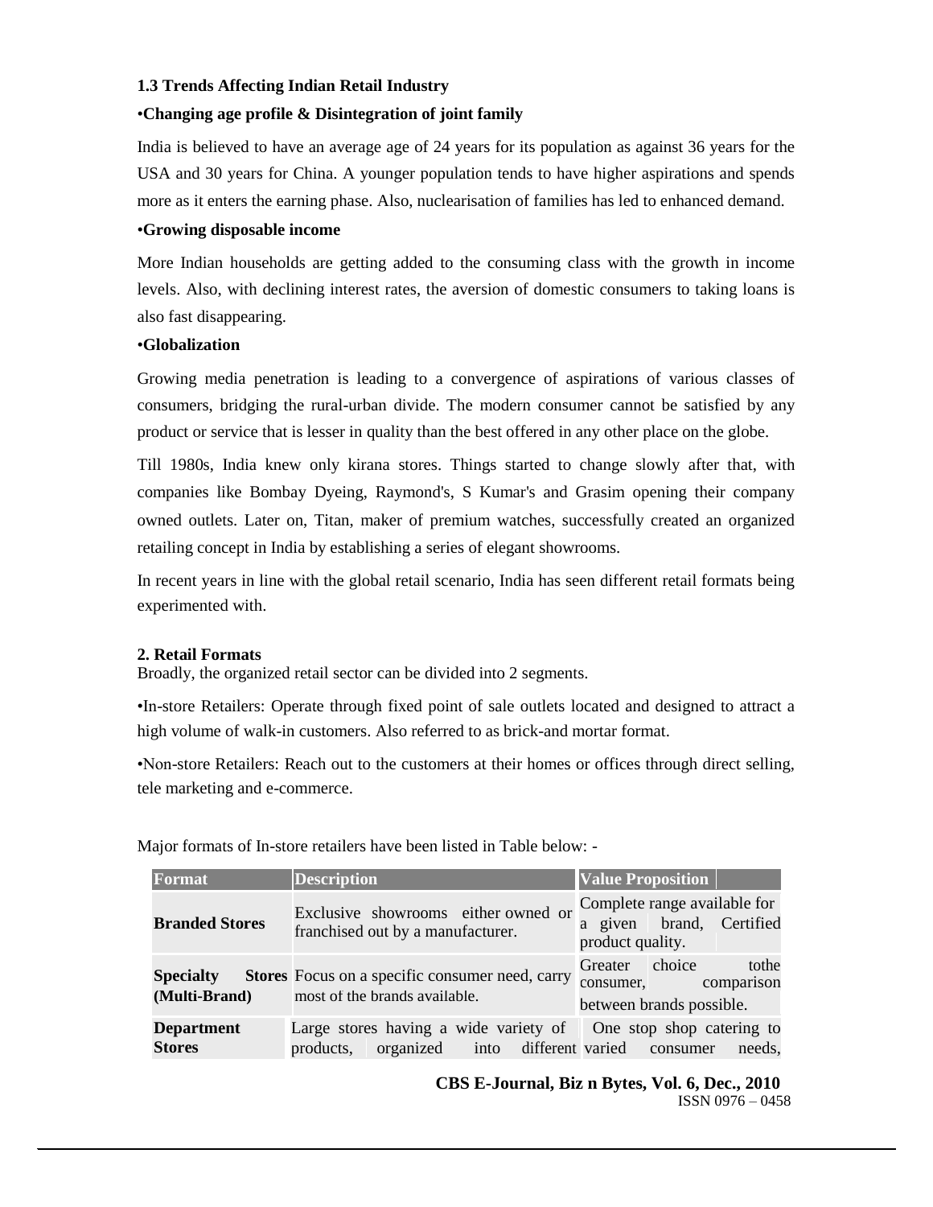**1.3 Trends Affecting Indian Retail Industry**

•**Changing age profile & Disintegration of joint family**

India is believed to have an average age of 24 years for its population as against 36 years for the USA and 30 years for China. A younger population tends to have higher aspirations and spends more as it enters the earning phase. Also, nuclearisation of families has led to enhanced demand.

•**Growing disposable income**

More Indian households are getting added to the consuming class with the growth in income levels. Also, with declining interest rates, the aversion of domestic consumers to taking loans is also fast disappearing.

•**Globalization**

Growing media penetration is leading to a convergence of aspirations of various classes of consumers, bridging the rural-urban divide. The modern consumer cannot be satisfied by any product or service that is lesser in quality than the best offered in any other place on the globe.

Till 1980s, India knew only kirana stores. Things started to change slowly after that, with companies like Bombay Dyeing, Raymond's, S Kumar's and Grasim opening their company owned outlets. Later on, Titan, maker of premium watches, successfully created an organized retailing concept in India by establishing a series of elegant showrooms.

In recent years in line with the global retail scenario, India has seen different retail formats being experimented with.

**2. Retail Formats**

Broadly, the organized retail sector can be divided into 2 segments.

•In-store Retailers: Operate through fixed point of sale outlets located and designed to attract a high volume of walk-in customers. Also referred to as brick-and mortar format.

•Non-store Retailers: Reach out to the customers at their homes or offices through direct selling, tele marketing and e-commerce.

Major formats of In-store retailers have been listed in Table below: -

| Format | Description | Value Proposition |
|---|---|---|
| **Branded Stores** | Exclusive showrooms either owned or franchised out by a manufacturer. | Complete range available for a given brand, Certified product quality. |
| **Specialty Stores (Multi-Brand)** | Focus on a specific consumer need, carry most of the brands available. | Greater choice tothe consumer, comparison between brands possible. |
| **Department Stores** | Large stores having a wide variety of products, organized into different | One stop shop catering to varied consumer needs, |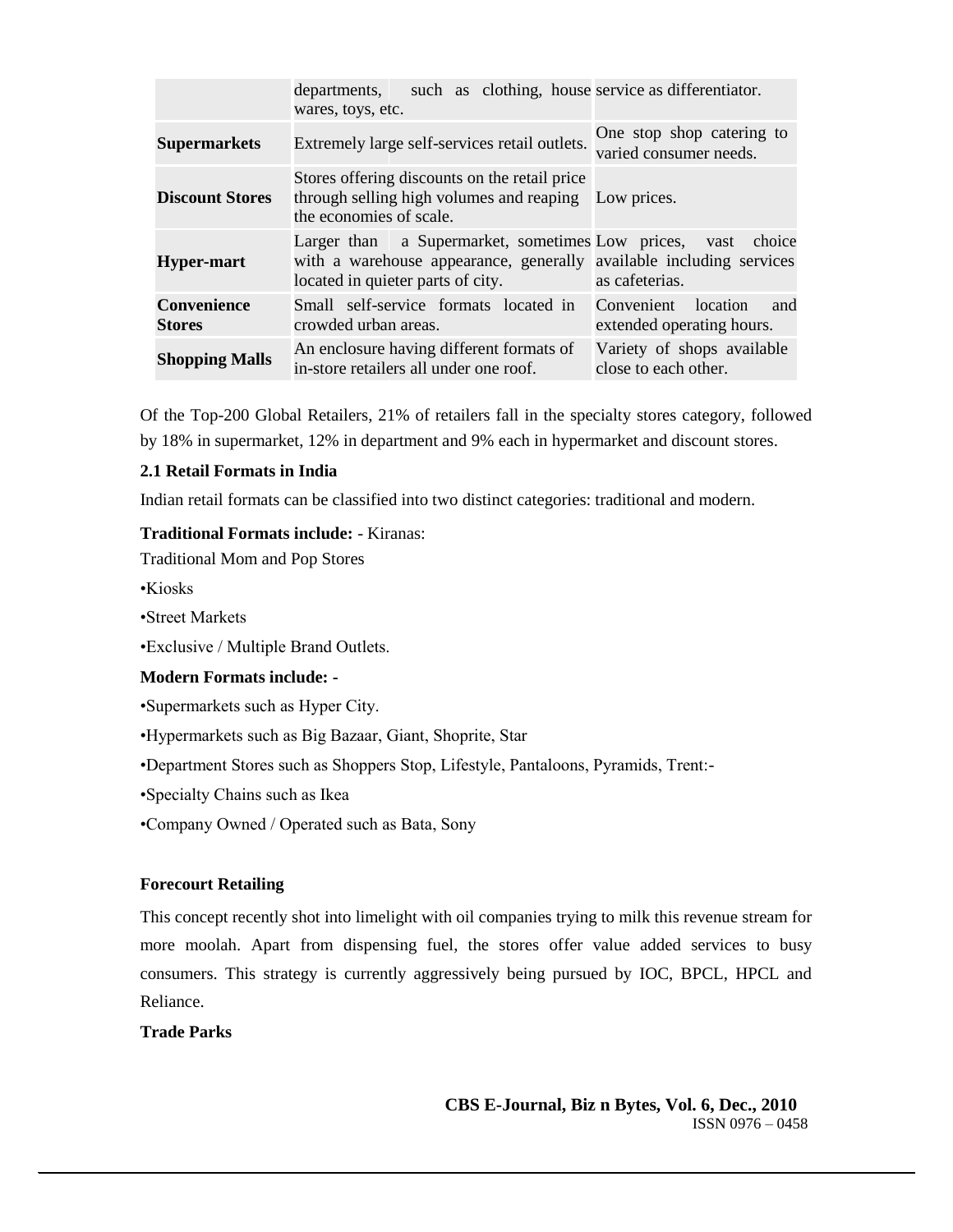| | | |
|---|---|---|
| | departments, such as clothing, house wares, toys, etc. | service as differentiator. |
| **Supermarkets** | Extremely large self-services retail outlets. | One stop shop catering to varied consumer needs. |
| **Discount Stores** | Stores offering discounts on the retail price through selling high volumes and reaping the economies of scale. | Low prices. |
| **Hyper-mart** | Larger than a Supermarket, sometimes with a warehouse appearance, generally located in quieter parts of city. | Low prices, vast choice available including services as cafeterias. |
| **Convenience Stores** | Small self-service formats located in crowded urban areas. | Convenient location and extended operating hours. |
| **Shopping Malls** | An enclosure having different formats of in-store retailers all under one roof. | Variety of shops available close to each other. |

Of the Top-200 Global Retailers, 21% of retailers fall in the specialty stores category, followed by 18% in supermarket, 12% in department and 9% each in hypermarket and discount stores.

**2.1 Retail Formats in India**

Indian retail formats can be classified into two distinct categories: traditional and modern.

**Traditional Formats include:** - Kiranas:

Traditional Mom and Pop Stores

•Kiosks

•Street Markets

•Exclusive / Multiple Brand Outlets.

**Modern Formats include: -**

•Supermarkets such as Hyper City.

•Hypermarkets such as Big Bazaar, Giant, Shoprite, Star

•Department Stores such as Shoppers Stop, Lifestyle, Pantaloons, Pyramids, Trent:-

•Specialty Chains such as Ikea

•Company Owned / Operated such as Bata, Sony

**Forecourt Retailing**

This concept recently shot into limelight with oil companies trying to milk this revenue stream for more moolah. Apart from dispensing fuel, the stores offer value added services to busy consumers. This strategy is currently aggressively being pursued by IOC, BPCL, HPCL and Reliance.

**Trade Parks**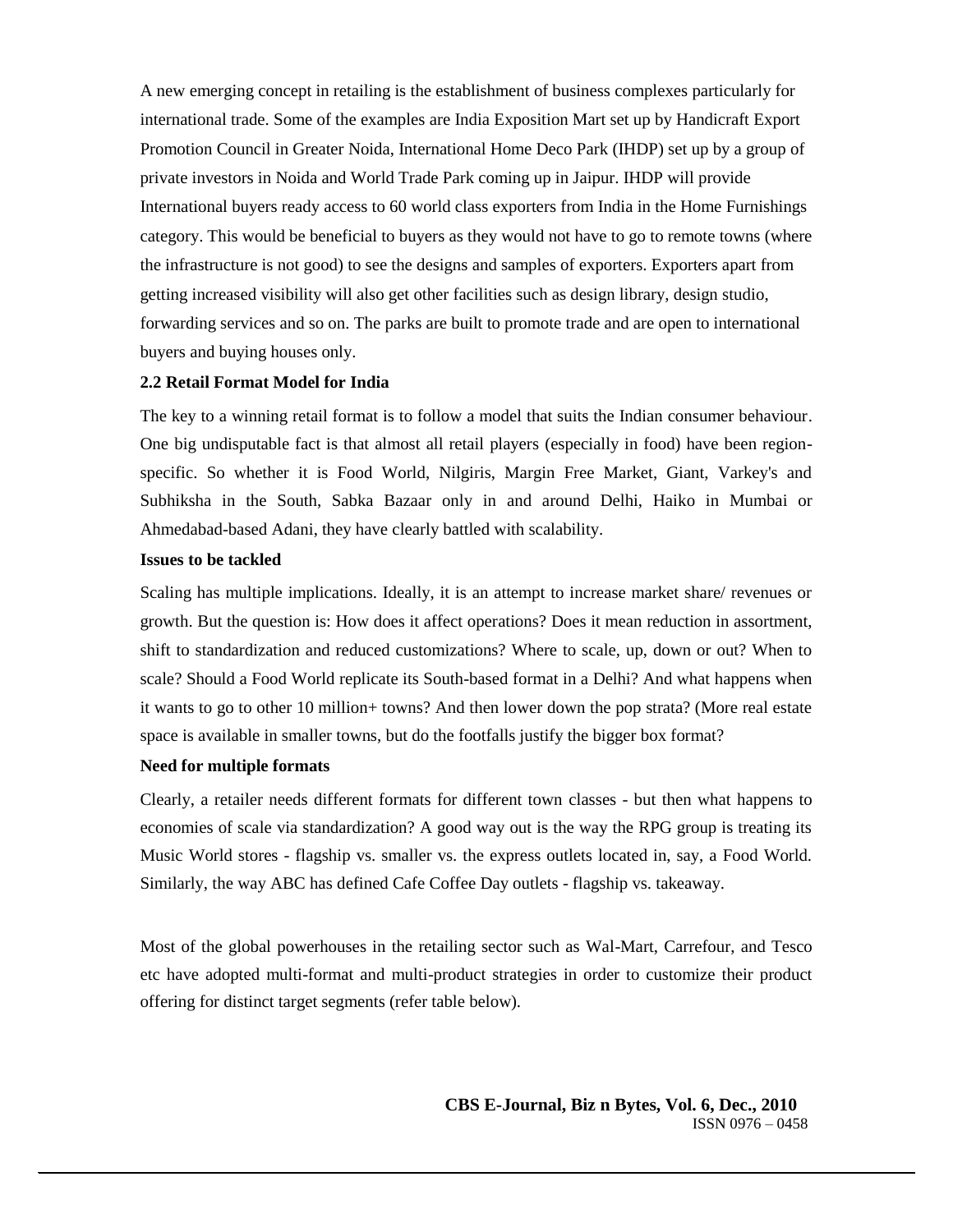A new emerging concept in retailing is the establishment of business complexes particularly for international trade. Some of the examples are India Exposition Mart set up by Handicraft Export Promotion Council in Greater Noida, International Home Deco Park (IHDP) set up by a group of private investors in Noida and World Trade Park coming up in Jaipur. IHDP will provide International buyers ready access to 60 world class exporters from India in the Home Furnishings category. This would be beneficial to buyers as they would not have to go to remote towns (where the infrastructure is not good) to see the designs and samples of exporters. Exporters apart from getting increased visibility will also get other facilities such as design library, design studio, forwarding services and so on. The parks are built to promote trade and are open to international buyers and buying houses only.

**2.2 Retail Format Model for India**

The key to a winning retail format is to follow a model that suits the Indian consumer behaviour. One big undisputable fact is that almost all retail players (especially in food) have been region-specific. So whether it is Food World, Nilgiris, Margin Free Market, Giant, Varkey's and Subhiksha in the South, Sabka Bazaar only in and around Delhi, Haiko in Mumbai or Ahmedabad-based Adani, they have clearly battled with scalability.

**Issues to be tackled**

Scaling has multiple implications. Ideally, it is an attempt to increase market share/ revenues or growth. But the question is: How does it affect operations? Does it mean reduction in assortment, shift to standardization and reduced customizations? Where to scale, up, down or out? When to scale? Should a Food World replicate its South-based format in a Delhi? And what happens when it wants to go to other 10 million+ towns? And then lower down the pop strata? (More real estate space is available in smaller towns, but do the footfalls justify the bigger box format?

**Need for multiple formats**

Clearly, a retailer needs different formats for different town classes - but then what happens to economies of scale via standardization? A good way out is the way the RPG group is treating its Music World stores - flagship vs. smaller vs. the express outlets located in, say, a Food World. Similarly, the way ABC has defined Cafe Coffee Day outlets - flagship vs. takeaway.

Most of the global powerhouses in the retailing sector such as Wal-Mart, Carrefour, and Tesco etc have adopted multi-format and multi-product strategies in order to customize their product offering for distinct target segments (refer table below).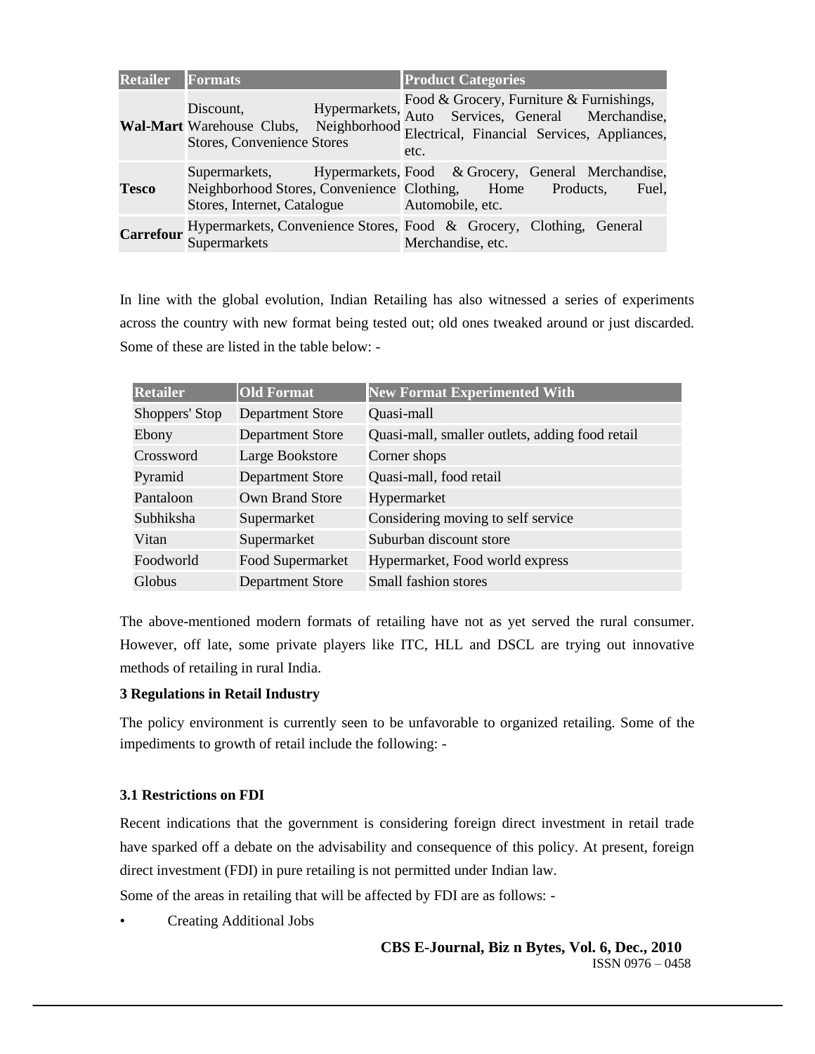| Retailer | Formats | Product Categories |
| --- | --- | --- |
| **Wal-Mart** | Discount, Hypermarkets, Warehouse Clubs, Neighborhood Stores, Convenience Stores | Food & Grocery, Furniture & Furnishings, Auto Services, General Merchandise, Electrical, Financial Services, Appliances, etc. |
| **Tesco** | Supermarkets, Hypermarkets, Neighborhood Stores, Convenience Stores, Internet, Catalogue | Food & Grocery, General Merchandise, Clothing, Home Products, Fuel, Automobile, etc. |
| **Carrefour** | Hypermarkets, Convenience Stores, Supermarkets | Food & Grocery, Clothing, General Merchandise, etc. |

In line with the global evolution, Indian Retailing has also witnessed a series of experiments across the country with new format being tested out; old ones tweaked around or just discarded. Some of these are listed in the table below: -

| Retailer | Old Format | New Format Experimented With |
| --- | --- | --- |
| Shoppers' Stop | Department Store | Quasi-mall |
| Ebony | Department Store | Quasi-mall, smaller outlets, adding food retail |
| Crossword | Large Bookstore | Corner shops |
| Pyramid | Department Store | Quasi-mall, food retail |
| Pantaloon | Own Brand Store | Hypermarket |
| Subhiksha | Supermarket | Considering moving to self service |
| Vitan | Supermarket | Suburban discount store |
| Foodworld | Food Supermarket | Hypermarket, Food world express |
| Globus | Department Store | Small fashion stores |

The above-mentioned modern formats of retailing have not as yet served the rural consumer. However, off late, some private players like ITC, HLL and DSCL are trying out innovative methods of retailing in rural India.

**3 Regulations in Retail Industry**

The policy environment is currently seen to be unfavorable to organized retailing. Some of the impediments to growth of retail include the following: -

**3.1 Restrictions on FDI**

Recent indications that the government is considering foreign direct investment in retail trade have sparked off a debate on the advisability and consequence of this policy. At present, foreign direct investment (FDI) in pure retailing is not permitted under Indian law.

Some of the areas in retailing that will be affected by FDI are as follows: -

- Creating Additional Jobs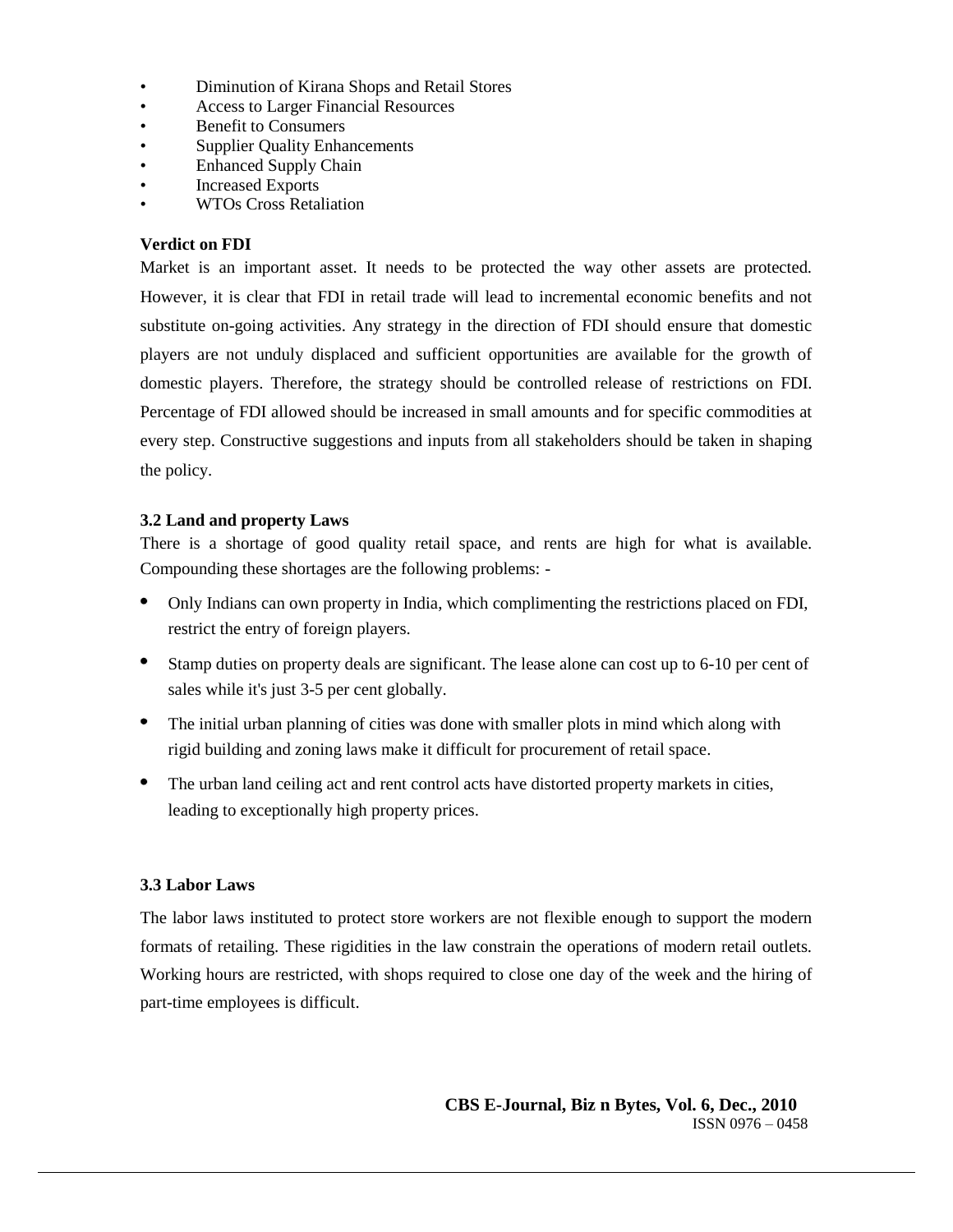- Diminution of Kirana Shops and Retail Stores
- Access to Larger Financial Resources
- Benefit to Consumers
- Supplier Quality Enhancements
- Enhanced Supply Chain
- Increased Exports
- WTOs Cross Retaliation

**Verdict on FDI**

Market is an important asset. It needs to be protected the way other assets are protected. However, it is clear that FDI in retail trade will lead to incremental economic benefits and not substitute on-going activities. Any strategy in the direction of FDI should ensure that domestic players are not unduly displaced and sufficient opportunities are available for the growth of domestic players. Therefore, the strategy should be controlled release of restrictions on FDI. Percentage of FDI allowed should be increased in small amounts and for specific commodities at every step. Constructive suggestions and inputs from all stakeholders should be taken in shaping the policy.

### 3.2 Land and property Laws

There is a shortage of good quality retail space, and rents are high for what is available. Compounding these shortages are the following problems: -

- Only Indians can own property in India, which complimenting the restrictions placed on FDI, restrict the entry of foreign players.
- Stamp duties on property deals are significant. The lease alone can cost up to 6-10 per cent of sales while it's just 3-5 per cent globally.
- The initial urban planning of cities was done with smaller plots in mind which along with rigid building and zoning laws make it difficult for procurement of retail space.
- The urban land ceiling act and rent control acts have distorted property markets in cities, leading to exceptionally high property prices.

### 3.3 Labor Laws

The labor laws instituted to protect store workers are not flexible enough to support the modern formats of retailing. These rigidities in the law constrain the operations of modern retail outlets. Working hours are restricted, with shops required to close one day of the week and the hiring of part-time employees is difficult.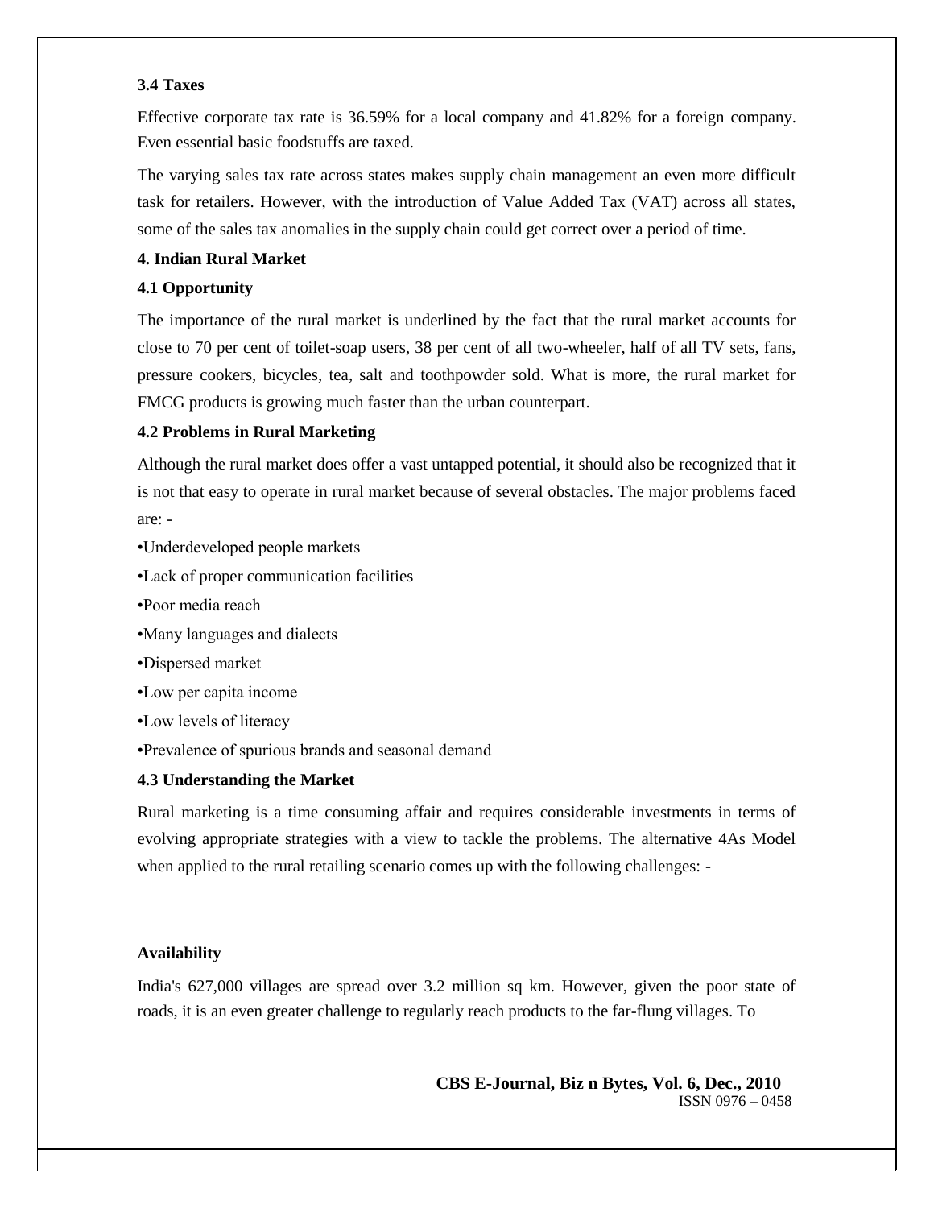### 3.4 Taxes

Effective corporate tax rate is 36.59% for a local company and 41.82% for a foreign company. Even essential basic foodstuffs are taxed.

The varying sales tax rate across states makes supply chain management an even more difficult task for retailers. However, with the introduction of Value Added Tax (VAT) across all states, some of the sales tax anomalies in the supply chain could get correct over a period of time.

## 4. Indian Rural Market

### 4.1 Opportunity

The importance of the rural market is underlined by the fact that the rural market accounts for close to 70 per cent of toilet-soap users, 38 per cent of all two-wheeler, half of all TV sets, fans, pressure cookers, bicycles, tea, salt and toothpowder sold. What is more, the rural market for FMCG products is growing much faster than the urban counterpart.

### 4.2 Problems in Rural Marketing

Although the rural market does offer a vast untapped potential, it should also be recognized that it is not that easy to operate in rural market because of several obstacles. The major problems faced are: -

- Underdeveloped people markets
- Lack of proper communication facilities
- Poor media reach
- Many languages and dialects
- Dispersed market
- Low per capita income
- Low levels of literacy
- Prevalence of spurious brands and seasonal demand

### 4.3 Understanding the Market

Rural marketing is a time consuming affair and requires considerable investments in terms of evolving appropriate strategies with a view to tackle the problems. The alternative 4As Model when applied to the rural retailing scenario comes up with the following challenges: -

**Availability**

India's 627,000 villages are spread over 3.2 million sq km. However, given the poor state of roads, it is an even greater challenge to regularly reach products to the far-flung villages. To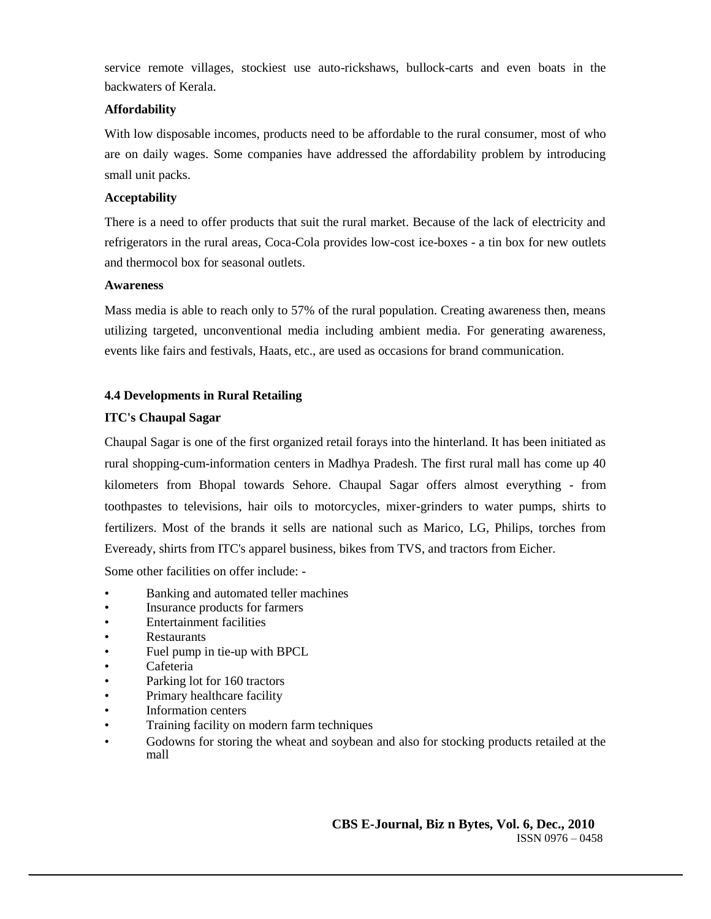service remote villages, stockiest use auto-rickshaws, bullock-carts and even boats in the backwaters of Kerala.

**Affordability**

With low disposable incomes, products need to be affordable to the rural consumer, most of who are on daily wages. Some companies have addressed the affordability problem by introducing small unit packs.

**Acceptability**

There is a need to offer products that suit the rural market. Because of the lack of electricity and refrigerators in the rural areas, Coca-Cola provides low-cost ice-boxes - a tin box for new outlets and thermocol box for seasonal outlets.

**Awareness**

Mass media is able to reach only to 57% of the rural population. Creating awareness then, means utilizing targeted, unconventional media including ambient media. For generating awareness, events like fairs and festivals, Haats, etc., are used as occasions for brand communication.

### 4.4 Developments in Rural Retailing

**ITC's Chaupal Sagar**

Chaupal Sagar is one of the first organized retail forays into the hinterland. It has been initiated as rural shopping-cum-information centers in Madhya Pradesh. The first rural mall has come up 40 kilometers from Bhopal towards Sehore. Chaupal Sagar offers almost everything - from toothpastes to televisions, hair oils to motorcycles, mixer-grinders to water pumps, shirts to fertilizers. Most of the brands it sells are national such as Marico, LG, Philips, torches from Eveready, shirts from ITC's apparel business, bikes from TVS, and tractors from Eicher.

Some other facilities on offer include: -

- Banking and automated teller machines
- Insurance products for farmers
- Entertainment facilities
- Restaurants
- Fuel pump in tie-up with BPCL
- Cafeteria
- Parking lot for 160 tractors
- Primary healthcare facility
- Information centers
- Training facility on modern farm techniques
- Godowns for storing the wheat and soybean and also for stocking products retailed at the mall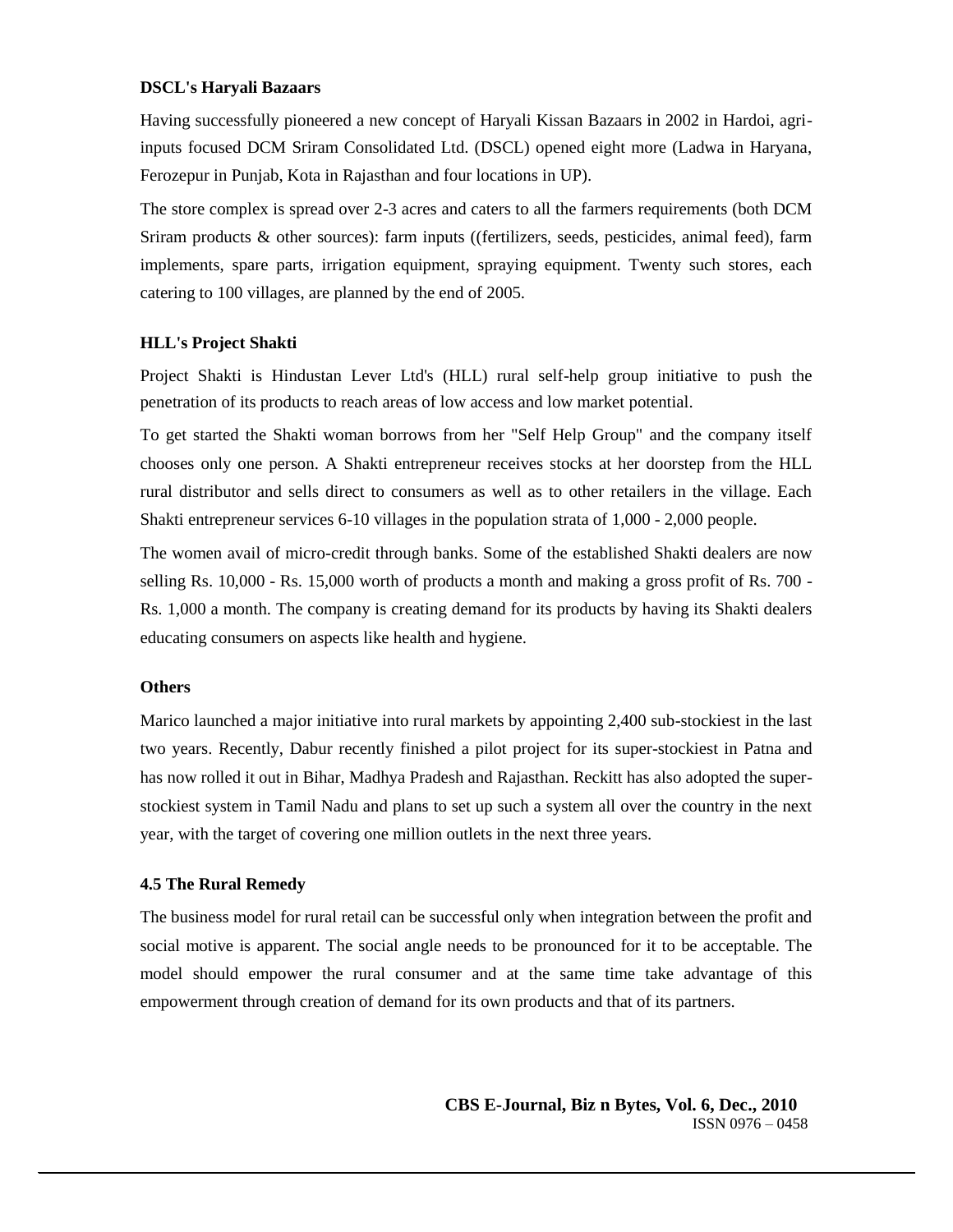**DSCL's Haryali Bazaars**

Having successfully pioneered a new concept of Haryali Kissan Bazaars in 2002 in Hardoi, agri-inputs focused DCM Sriram Consolidated Ltd. (DSCL) opened eight more (Ladwa in Haryana, Ferozepur in Punjab, Kota in Rajasthan and four locations in UP).

The store complex is spread over 2-3 acres and caters to all the farmers requirements (both DCM Sriram products & other sources): farm inputs ((fertilizers, seeds, pesticides, animal feed), farm implements, spare parts, irrigation equipment, spraying equipment. Twenty such stores, each catering to 100 villages, are planned by the end of 2005.

**HLL's Project Shakti**

Project Shakti is Hindustan Lever Ltd's (HLL) rural self-help group initiative to push the penetration of its products to reach areas of low access and low market potential.

To get started the Shakti woman borrows from her "Self Help Group" and the company itself chooses only one person. A Shakti entrepreneur receives stocks at her doorstep from the HLL rural distributor and sells direct to consumers as well as to other retailers in the village. Each Shakti entrepreneur services 6-10 villages in the population strata of 1,000 - 2,000 people.

The women avail of micro-credit through banks. Some of the established Shakti dealers are now selling Rs. 10,000 - Rs. 15,000 worth of products a month and making a gross profit of Rs. 700 - Rs. 1,000 a month. The company is creating demand for its products by having its Shakti dealers educating consumers on aspects like health and hygiene.

**Others**

Marico launched a major initiative into rural markets by appointing 2,400 sub-stockiest in the last two years. Recently, Dabur recently finished a pilot project for its super-stockiest in Patna and has now rolled it out in Bihar, Madhya Pradesh and Rajasthan. Reckitt has also adopted the super-stockiest system in Tamil Nadu and plans to set up such a system all over the country in the next year, with the target of covering one million outlets in the next three years.

**4.5 The Rural Remedy**

The business model for rural retail can be successful only when integration between the profit and social motive is apparent. The social angle needs to be pronounced for it to be acceptable. The model should empower the rural consumer and at the same time take advantage of this empowerment through creation of demand for its own products and that of its partners.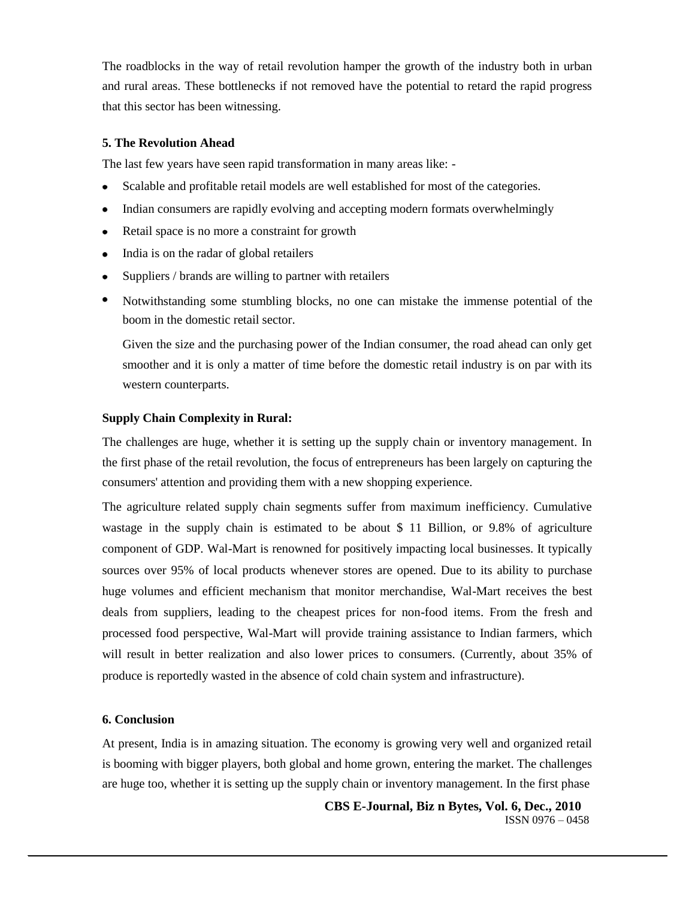The roadblocks in the way of retail revolution hamper the growth of the industry both in urban and rural areas. These bottlenecks if not removed have the potential to retard the rapid progress that this sector has been witnessing.

### 5. The Revolution Ahead

The last few years have seen rapid transformation in many areas like: -

- Scalable and profitable retail models are well established for most of the categories.
- Indian consumers are rapidly evolving and accepting modern formats overwhelmingly
- Retail space is no more a constraint for growth
- India is on the radar of global retailers
- Suppliers / brands are willing to partner with retailers
- Notwithstanding some stumbling blocks, no one can mistake the immense potential of the boom in the domestic retail sector.

  Given the size and the purchasing power of the Indian consumer, the road ahead can only get smoother and it is only a matter of time before the domestic retail industry is on par with its western counterparts.

**Supply Chain Complexity in Rural:**

The challenges are huge, whether it is setting up the supply chain or inventory management. In the first phase of the retail revolution, the focus of entrepreneurs has been largely on capturing the consumers' attention and providing them with a new shopping experience.

The agriculture related supply chain segments suffer from maximum inefficiency. Cumulative wastage in the supply chain is estimated to be about $ 11 Billion, or 9.8% of agriculture component of GDP. Wal-Mart is renowned for positively impacting local businesses. It typically sources over 95% of local products whenever stores are opened. Due to its ability to purchase huge volumes and efficient mechanism that monitor merchandise, Wal-Mart receives the best deals from suppliers, leading to the cheapest prices for non-food items. From the fresh and processed food perspective, Wal-Mart will provide training assistance to Indian farmers, which will result in better realization and also lower prices to consumers. (Currently, about 35% of produce is reportedly wasted in the absence of cold chain system and infrastructure).

### 6. Conclusion

At present, India is in amazing situation. The economy is growing very well and organized retail is booming with bigger players, both global and home grown, entering the market. The challenges are huge too, whether it is setting up the supply chain or inventory management. In the first phase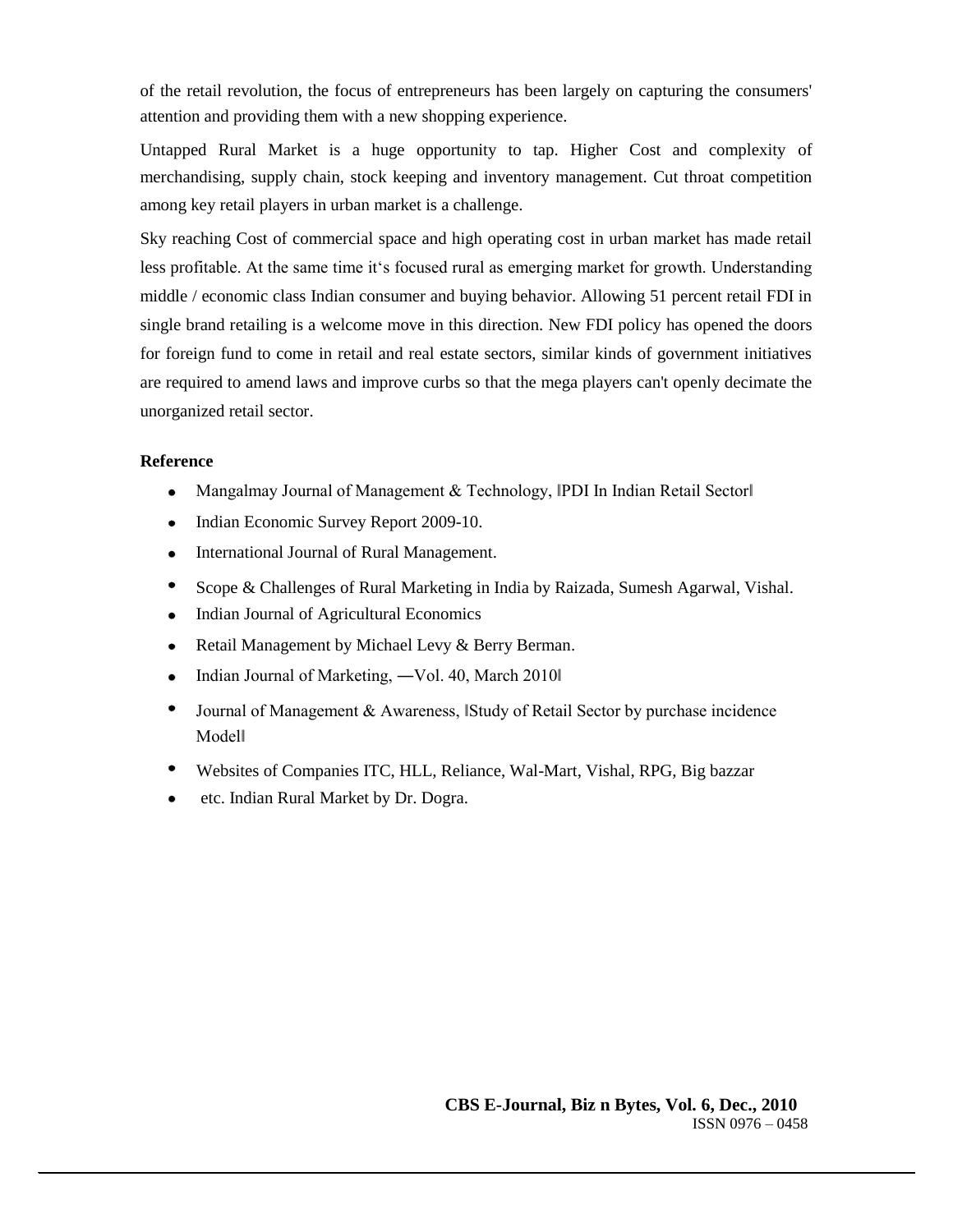of the retail revolution, the focus of entrepreneurs has been largely on capturing the consumers' attention and providing them with a new shopping experience.

Untapped Rural Market is a huge opportunity to tap. Higher Cost and complexity of merchandising, supply chain, stock keeping and inventory management. Cut throat competition among key retail players in urban market is a challenge.

Sky reaching Cost of commercial space and high operating cost in urban market has made retail less profitable. At the same time it's focused rural as emerging market for growth. Understanding middle / economic class Indian consumer and buying behavior. Allowing 51 percent retail FDI in single brand retailing is a welcome move in this direction. New FDI policy has opened the doors for foreign fund to come in retail and real estate sectors, similar kinds of government initiatives are required to amend laws and improve curbs so that the mega players can't openly decimate the unorganized retail sector.

**Reference**

- Mangalmay Journal of Management & Technology, ‖PDI In Indian Retail Sector‖
- Indian Economic Survey Report 2009-10.
- International Journal of Rural Management.
- Scope & Challenges of Rural Marketing in India by Raizada, Sumesh Agarwal, Vishal.
- Indian Journal of Agricultural Economics
- Retail Management by Michael Levy & Berry Berman.
- Indian Journal of Marketing, ―Vol. 40, March 2010‖
- Journal of Management & Awareness, ‖Study of Retail Sector by purchase incidence Model‖
- Websites of Companies ITC, HLL, Reliance, Wal-Mart, Vishal, RPG, Big bazzar
- etc. Indian Rural Market by Dr. Dogra.